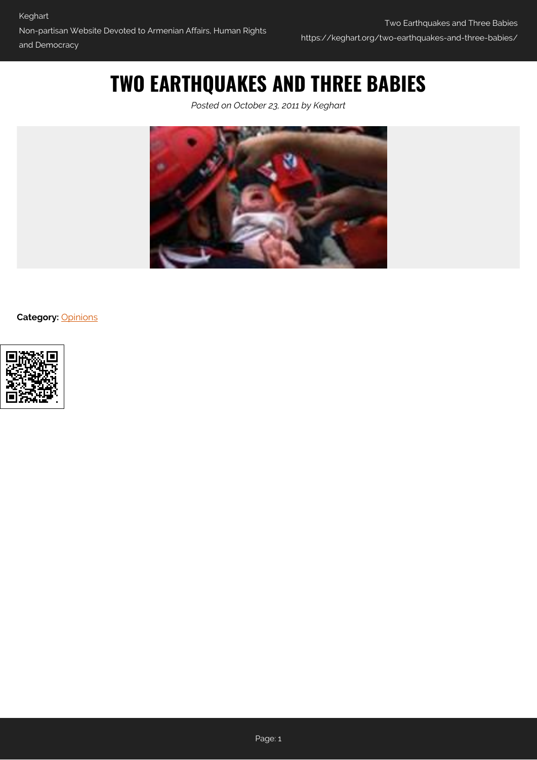# TWO EARTHQUAKES AND THREE BABIES

*Posted on October 23, 2011 by Keghart*

**Category:** Opinions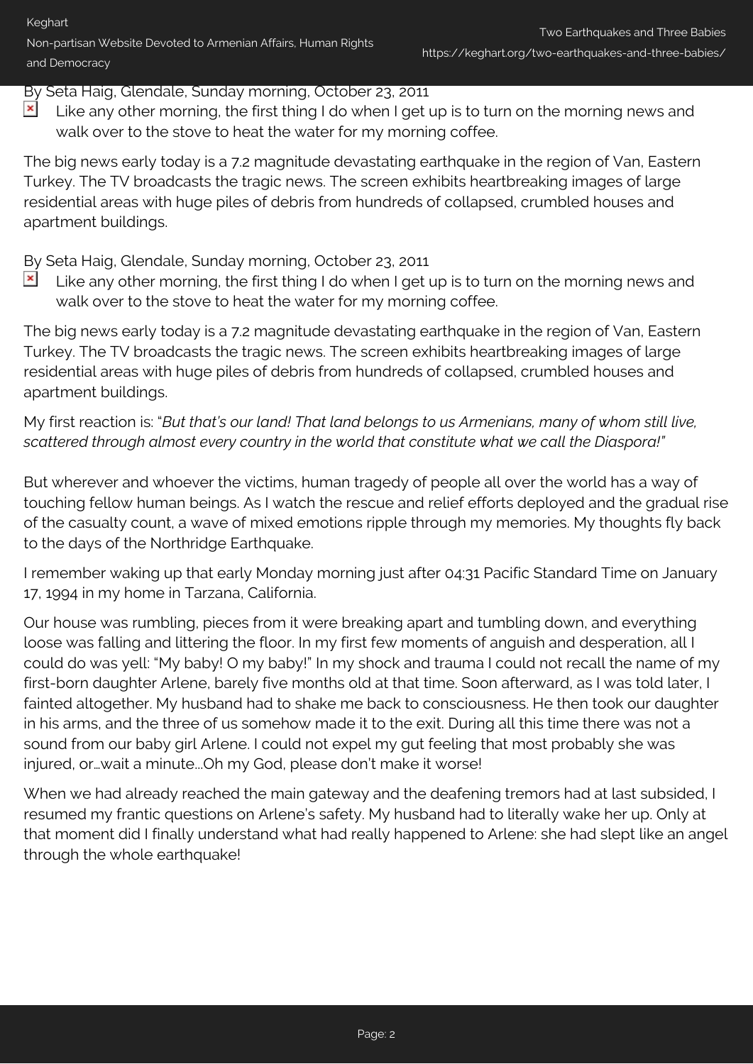By Seta Haig, Glendale, Sunday morning, October 23, 2011

Like any other morning, the first thing I do when I get up is to turn on the morning news and walk over to the stove to heat the water for my morning coffee.

The big news early today is a 7.2 magnitude devastating earthquake in the region of Van, Eastern Turkey. The TV broadcasts the tragic news. The screen exhibits heartbreaking images of large residential areas with huge piles of debris from hundreds of collapsed, crumbled houses and apartment buildings.

By Seta Haig, Glendale, Sunday morning, October 23, 2011

Like any other morning, the first thing I do when I get up is to turn on the morning news and walk over to the stove to heat the water for my morning coffee.

The big news early today is a 7.2 magnitude devastating earthquake in the region of Van, Eastern Turkey. The TV broadcasts the tragic news. The screen exhibits heartbreaking images of large residential areas with huge piles of debris from hundreds of collapsed, crumbled houses and apartment buildings.

My first reaction is: "*But that's our land! That land belongs to us Armenians, many of whom still live, scattered through almost every country in the world that constitute what we call the Diaspora!*"

But wherever and whoever the victims, human tragedy of people all over the world has a way of touching fellow human beings. As I watch the rescue and relief efforts deployed and the gradual rise of the casualty count, a wave of mixed emotions ripple through my memories. My thoughts fly back to the days of the Northridge Earthquake.

I remember waking up that early Monday morning just after 04:31 Pacific Standard Time on January 17, 1994 in my home in Tarzana, California.

Our house was rumbling, pieces from it were breaking apart and tumbling down, and everything loose was falling and littering the floor. In my first few moments of anguish and desperation, all I could do was yell: "My baby! O my baby!" In my shock and trauma I could not recall the name of my first-born daughter Arlene, barely five months old at that time. Soon afterward, as I was told later, I fainted altogether. My husband had to shake me back to consciousness. He then took our daughter in his arms, and the three of us somehow made it to the exit. During all this time there was not a sound from our baby girl Arlene. I could not expel my gut feeling that most probably she was injured, or…wait a minute…Oh my God, please don't make it worse!

When we had already reached the main gateway and the deafening tremors had at last subsided, I resumed my frantic questions on Arlene's safety. My husband had to literally wake her up. Only at that moment did I finally understand what had really happened to Arlene: she had slept like an angel through the whole earthquake!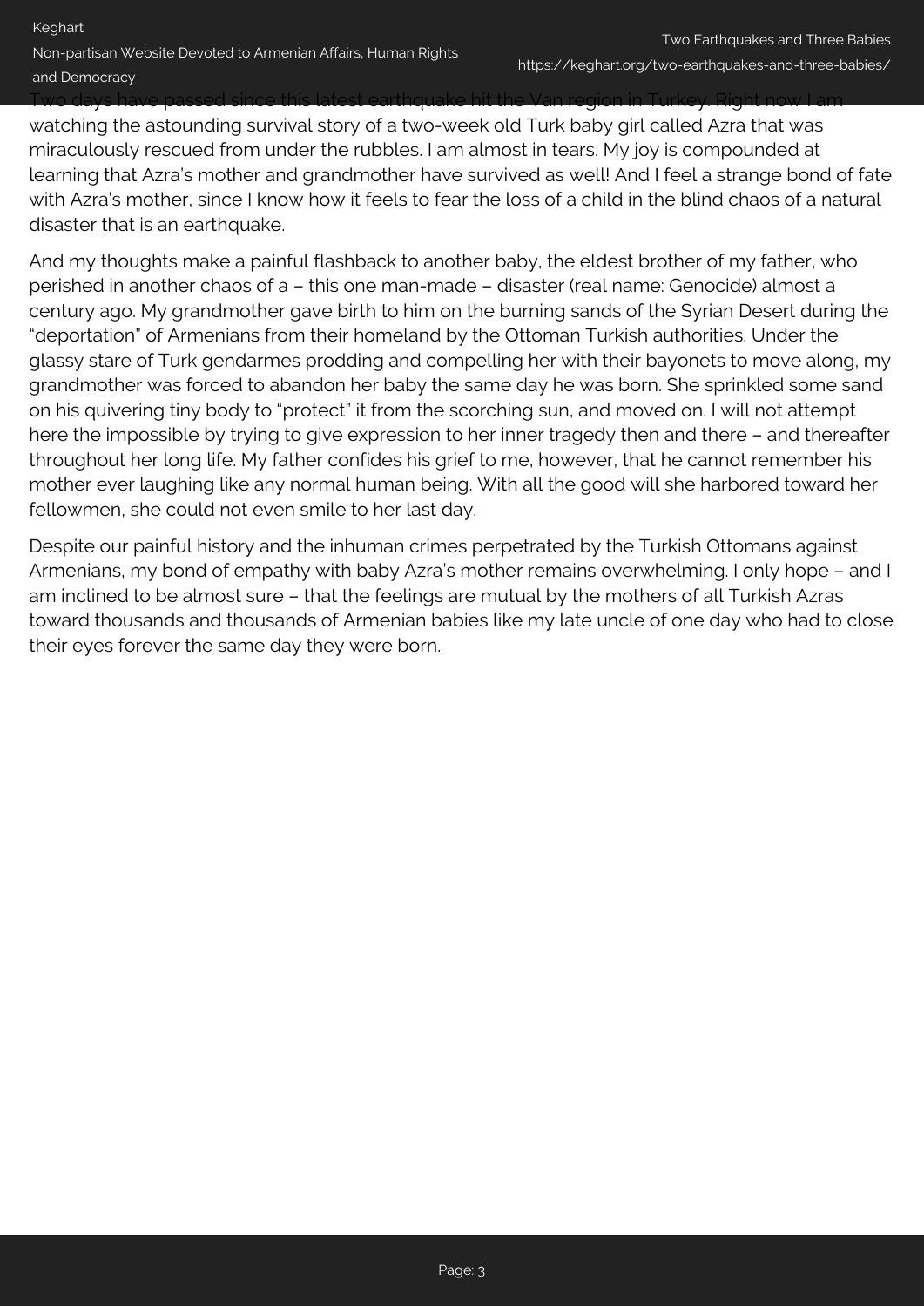Two days have passed since this latest earthquake hit the Van region in Turkey. Right now I am watching the astounding survival story of a two-week old Turk baby girl called Azra that was miraculously rescued from under the rubbles. I am almost in tears. My joy is compounded at learning that Azra's mother and grandmother have survived as well! And I feel a strange bond of fate with Azra's mother, since I know how it feels to fear the loss of a child in the blind chaos of a natural disaster that is an earthquake.

And my thoughts make a painful flashback to another baby, the eldest brother of my father, who perished in another chaos of a – this one man-made – disaster (real name: Genocide) almost a century ago. My grandmother gave birth to him on the burning sands of the Syrian Desert during the "deportation" of Armenians from their homeland by the Ottoman Turkish authorities. Under the glassy stare of Turk gendarmes prodding and compelling her with their bayonets to move along, my grandmother was forced to abandon her baby the same day he was born. She sprinkled some sand on his quivering tiny body to "protect" it from the scorching sun, and moved on. I will not attempt here the impossible by trying to give expression to her inner tragedy then and there – and thereafter throughout her long life. My father confides his grief to me, however, that he cannot remember his mother ever laughing like any normal human being. With all the good will she harbored toward her fellowmen, she could not even smile to her last day.

Despite our painful history and the inhuman crimes perpetrated by the Turkish Ottomans against Armenians, my bond of empathy with baby Azra's mother remains overwhelming. I only hope – and I am inclined to be almost sure – that the feelings are mutual by the mothers of all Turkish Azras toward thousands and thousands of Armenian babies like my late uncle of one day who had to close their eyes forever the same day they were born.